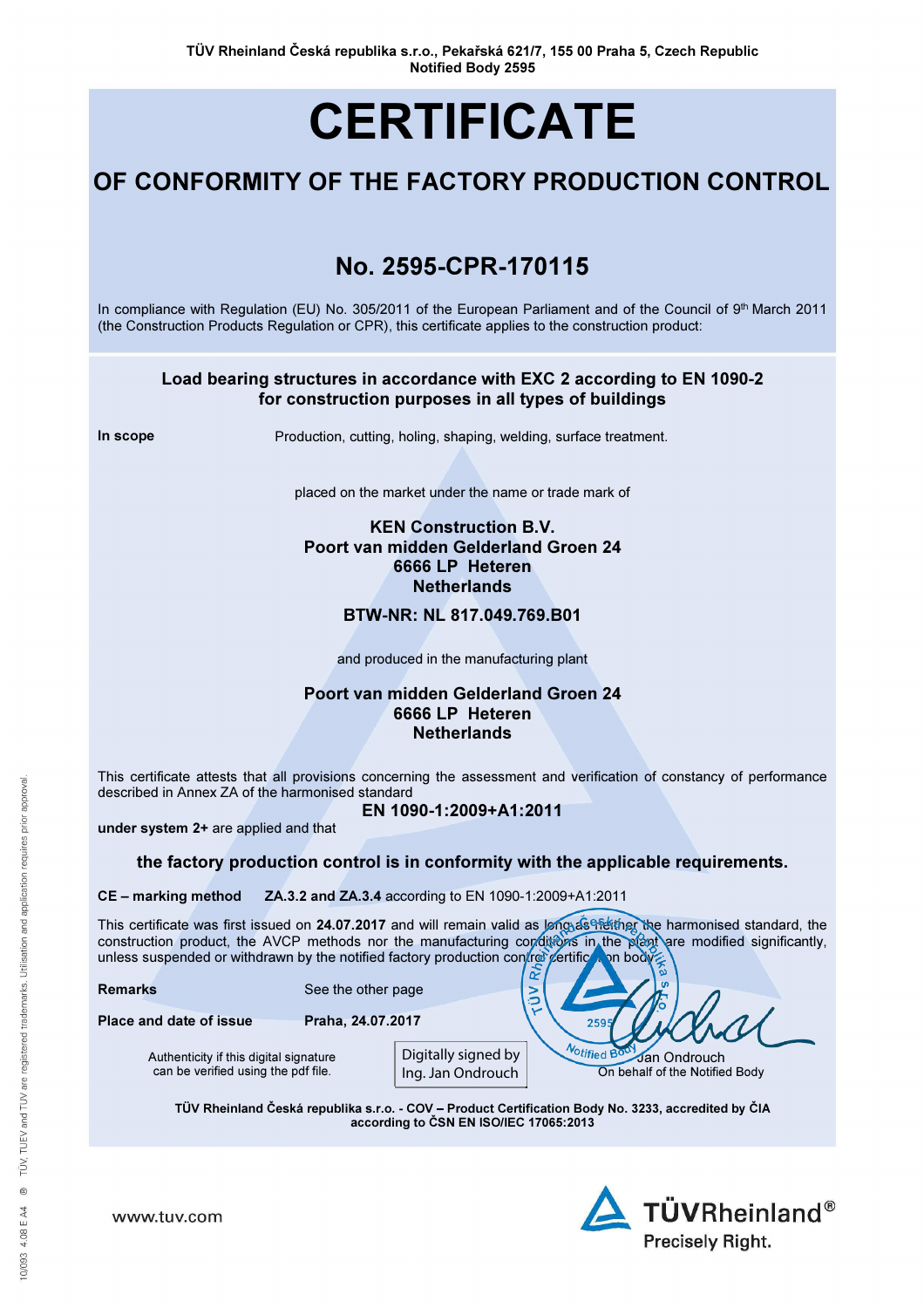TÜV Rheinland Česká republika s.r.o., Pekařská 621/7, 155 00 Praha 5, Czech Republic
Notified Body 2595

# CERTIFICATE

## OF CONFORMITY OF THE FACTORY PRODUCTION CONTROL

## No. 2595-CPR-170115

In compliance with Regulation (EU) No. 305/2011 of the European Parliament and of the Council of 9th March 2011 (the Construction Products Regulation or CPR), this certificate applies to the construction product:

**Load bearing structures in accordance with EXC 2 according to EN 1090-2 for construction purposes in all types of buildings**

**In scope** Production, cutting, holing, shaping, welding, surface treatment.

placed on the market under the name or trade mark of

**KEN Construction B.V.**
**Poort van midden Gelderland Groen 24**
**6666 LP Heteren**
**Netherlands**

**BTW-NR: NL 817.049.769.B01**

and produced in the manufacturing plant

**Poort van midden Gelderland Groen 24**
**6666 LP Heteren**
**Netherlands**

This certificate attests that all provisions concerning the assessment and verification of constancy of performance described in Annex ZA of the harmonised standard

**EN 1090-1:2009+A1:2011**

**under system 2+** are applied and that

**the factory production control is in conformity with the applicable requirements.**

**CE – marking method** **ZA.3.2 and ZA.3.4** according to EN 1090-1:2009+A1:2011

This certificate was first issued on **24.07.2017** and will remain valid as long as neither the harmonised standard, the construction product, the AVCP methods nor the manufacturing conditions in the plant are modified significantly, unless suspended or withdrawn by the notified factory production control certification body.

**Remarks** See the other page

**Place and date of issue** **Praha, 24.07.2017**

Authenticity if this digital signature can be verified using the pdf file.

Digitally signed by Ing. Jan Ondrouch

Jan Ondrouch
On behalf of the Notified Body

**TÜV Rheinland Česká republika s.r.o. - COV – Product Certification Body No. 3233, accredited by ČIA according to ČSN EN ISO/IEC 17065:2013**

www.tuv.com

TÜVRheinland® Precisely Right.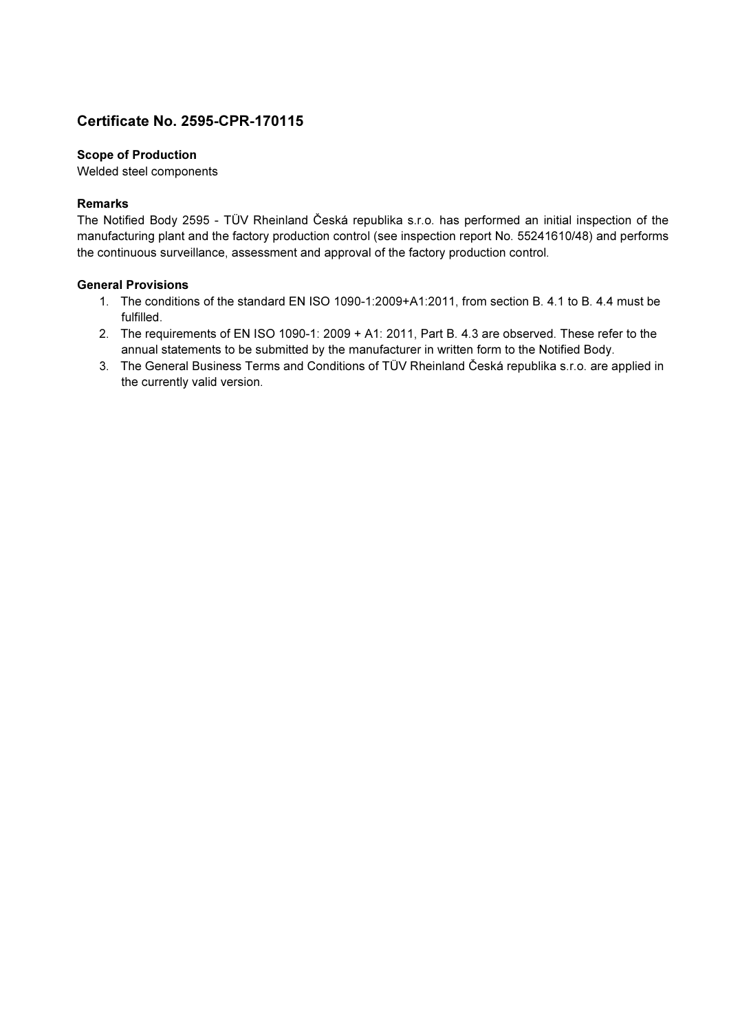## Certificate No. 2595-CPR-170115

**Scope of Production**
Welded steel components

**Remarks**
The Notified Body 2595 - TÜV Rheinland Česká republika s.r.o. has performed an initial inspection of the manufacturing plant and the factory production control (see inspection report No. 55241610/48) and performs the continuous surveillance, assessment and approval of the factory production control.

**General Provisions**

1. The conditions of the standard EN ISO 1090-1:2009+A1:2011, from section B. 4.1 to B. 4.4 must be fulfilled.
2. The requirements of EN ISO 1090-1: 2009 + A1: 2011, Part B. 4.3 are observed. These refer to the annual statements to be submitted by the manufacturer in written form to the Notified Body.
3. The General Business Terms and Conditions of TÜV Rheinland Česká republika s.r.o. are applied in the currently valid version.